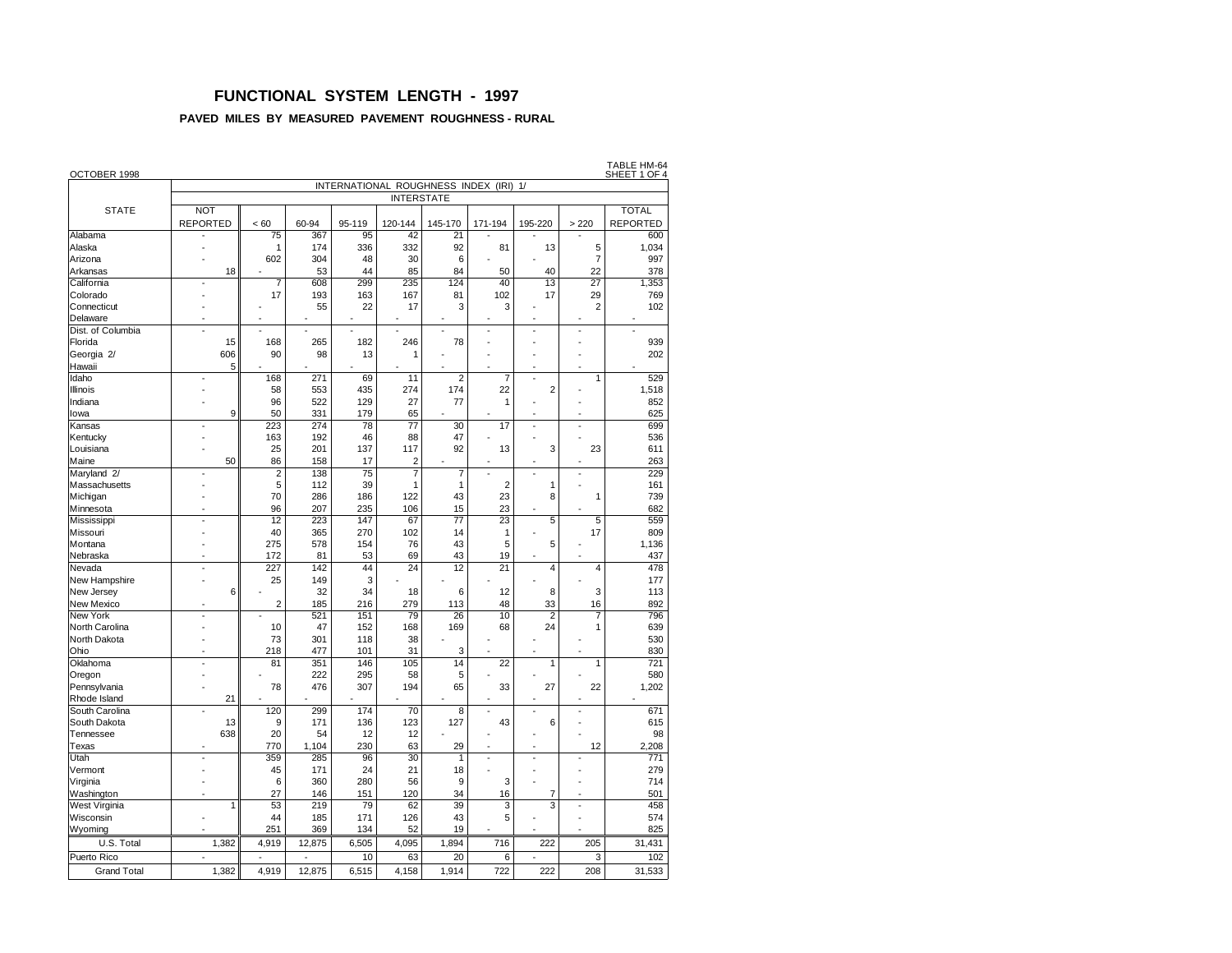# FUNCTIONAL SYSTEM LENGTH - 1997

## PAVED MILES BY MEASURED PAVEMENT ROUGHNESS - RURAL

OCTOBER 1998

TABLE HM-64
SHEET 1 OF 4

| STATE | INTERNATIONAL ROUGHNESS INDEX (IRI) 1/ | | | | | | | | | | |
|---|---|---|---|---|---|---|---|---|---|---|---|
| | INTERSTATE | | | | | | | | | | |
| | NOT REPORTED | < 60 | 60-94 | 95-119 | 120-144 | 145-170 | 171-194 | 195-220 | > 220 | TOTAL REPORTED | |
| Alabama | - | 75 | 367 | 95 | 42 | 21 | - | - | - | 600 | |
| Alaska | - | 1 | 174 | 336 | 332 | 92 | 81 | 13 | 5 | 1,034 | |
| Arizona | - | 602 | 304 | 48 | 30 | 6 | - | - | 7 | 997 | |
| Arkansas | 18 | - | 53 | 44 | 85 | 84 | 50 | 40 | 22 | 378 | |
| California | - | 7 | 608 | 299 | 235 | 124 | 40 | 13 | 27 | 1,353 | |
| Colorado | - | 17 | 193 | 163 | 167 | 81 | 102 | 17 | 29 | 769 | |
| Connecticut | - | - | 55 | 22 | 17 | 3 | 3 | - | 2 | 102 | |
| Delaware | - | - | - | - | - | - | - | - | - | - | |
| Dist. of Columbia | - | - | - | - | - | - | - | - | - | - | |
| Florida | 15 | 168 | 265 | 182 | 246 | 78 | - | - | - | 939 | |
| Georgia 2/ | 606 | 90 | 98 | 13 | 1 | - | - | - | - | 202 | |
| Hawaii | 5 | - | - | - | - | - | - | - | - | - | |
| Idaho | - | 168 | 271 | 69 | 11 | 2 | 7 | - | 1 | 529 | |
| Illinois | - | 58 | 553 | 435 | 274 | 174 | 22 | 2 | - | 1,518 | |
| Indiana | - | 96 | 522 | 129 | 27 | 77 | 1 | - | - | 852 | |
| Iowa | 9 | 50 | 331 | 179 | 65 | - | - | - | - | 625 | |
| Kansas | - | 223 | 274 | 78 | 77 | 30 | 17 | - | - | 699 | |
| Kentucky | - | 163 | 192 | 46 | 88 | 47 | - | - | - | 536 | |
| Louisiana | - | 25 | 201 | 137 | 117 | 92 | 13 | 3 | 23 | 611 | |
| Maine | 50 | 86 | 158 | 17 | 2 | - | - | - | - | 263 | |
| Maryland 2/ | - | 2 | 138 | 75 | 7 | 7 | - | - | - | 229 | |
| Massachusetts | - | 5 | 112 | 39 | 1 | 1 | 2 | 1 | - | 161 | |
| Michigan | - | 70 | 286 | 186 | 122 | 43 | 23 | 8 | 1 | 739 | |
| Minnesota | - | 96 | 207 | 235 | 106 | 15 | 23 | - | - | 682 | |
| Mississippi | - | 12 | 223 | 147 | 67 | 77 | 23 | 5 | 5 | 559 | |
| Missouri | - | 40 | 365 | 270 | 102 | 14 | 1 | - | 17 | 809 | |
| Montana | - | 275 | 578 | 154 | 76 | 43 | 5 | 5 | - | 1,136 | |
| Nebraska | - | 172 | 81 | 53 | 69 | 43 | 19 | - | - | 437 | |
| Nevada | - | 227 | 142 | 44 | 24 | 12 | 21 | 4 | 4 | 478 | |
| New Hampshire | - | 25 | 149 | 3 | - | - | - | - | - | 177 | |
| New Jersey | 6 | - | 32 | 34 | 18 | 6 | 12 | 8 | 3 | 113 | |
| New Mexico | - | 2 | 185 | 216 | 279 | 113 | 48 | 33 | 16 | 892 | |
| New York | - | - | 521 | 151 | 79 | 26 | 10 | 2 | 7 | 796 | |
| North Carolina | - | 10 | 47 | 152 | 168 | 169 | 68 | 24 | 1 | 639 | |
| North Dakota | - | 73 | 301 | 118 | 38 | - | - | - | - | 530 | |
| Ohio | - | 218 | 477 | 101 | 31 | 3 | - | - | - | 830 | |
| Oklahoma | - | 81 | 351 | 146 | 105 | 14 | 22 | 1 | 1 | 721 | |
| Oregon | - | - | 222 | 295 | 58 | 5 | - | - | - | 580 | |
| Pennsylvania | - | 78 | 476 | 307 | 194 | 65 | 33 | 27 | 22 | 1,202 | |
| Rhode Island | 21 | - | - | - | - | - | - | - | - | - | |
| South Carolina | - | 120 | 299 | 174 | 70 | 8 | - | - | - | 671 | |
| South Dakota | 13 | 9 | 171 | 136 | 123 | 127 | 43 | 6 | - | 615 | |
| Tennessee | 638 | 20 | 54 | 12 | 12 | - | - | - | - | 98 | |
| Texas | - | 770 | 1,104 | 230 | 63 | 29 | - | - | 12 | 2,208 | |
| Utah | - | 359 | 285 | 96 | 30 | 1 | - | - | - | 771 | |
| Vermont | - | 45 | 171 | 24 | 21 | 18 | - | - | - | 279 | |
| Virginia | - | 6 | 360 | 280 | 56 | 9 | 3 | - | - | 714 | |
| Washington | - | 27 | 146 | 151 | 120 | 34 | 16 | 7 | - | 501 | |
| West Virginia | 1 | 53 | 219 | 79 | 62 | 39 | 3 | 3 | - | 458 | |
| Wisconsin | - | 44 | 185 | 171 | 126 | 43 | 5 | - | - | 574 | |
| Wyoming | - | 251 | 369 | 134 | 52 | 19 | - | - | - | 825 | |
| U.S. Total | 1,382 | 4,919 | 12,875 | 6,505 | 4,095 | 1,894 | 716 | 222 | 205 | 31,431 | |
| Puerto Rico | - | - | - | 10 | 63 | 20 | 6 | - | 3 | 102 | |
| Grand Total | 1,382 | 4,919 | 12,875 | 6,515 | 4,158 | 1,914 | 722 | 222 | 208 | 31,533 | |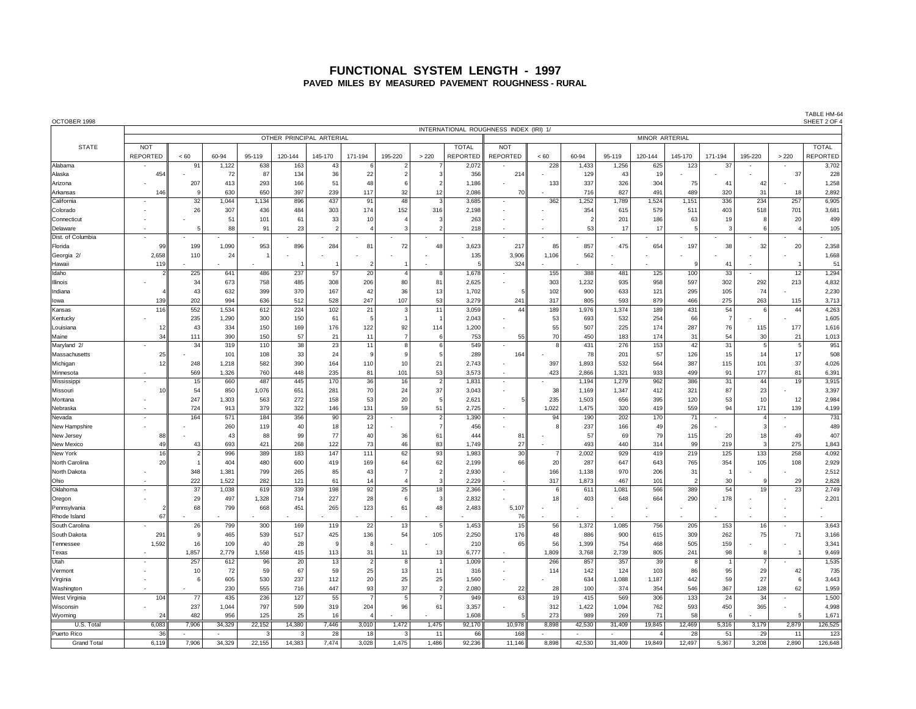# FUNCTIONAL SYSTEM LENGTH - 1997

## PAVED MILES BY MEASURED PAVEMENT ROUGHNESS - RURAL

OCTOBER 1998

TABLE HM-64
SHEET 2 OF 4

| STATE | INTERNATIONAL ROUGHNESS INDEX (IRI) 1/ | | | | | | | | | | | | | | | | | | | | |
|---|---|---|---|---|---|---|---|---|---|---|---|---|---|---|---|---|---|---|---|---|---|
| | OTHER PRINCIPAL ARTERIAL | | | | | | | | | | MINOR ARTERIAL | | | | | | | | | | |
| | NOT REPORTED | < 60 | 60-94 | 95-119 | 120-144 | 145-170 | 171-194 | 195-220 | > 220 | TOTAL REPORTED | NOT REPORTED | < 60 | 60-94 | 95-119 | 120-144 | 145-170 | 171-194 | 195-220 | > 220 | TOTAL REPORTED |
| Alabama | - | 91 | 1,122 | 638 | 163 | 43 | 6 | 2 | 7 | 2,072 | - | 228 | 1,433 | 1,256 | 625 | 123 | 37 | - | - | 3,702 |
| Alaska | 454 | - | 72 | 87 | 134 | 36 | 22 | 2 | 3 | 356 | 214 | - | 129 | 43 | 19 | - | - | - | 37 | 228 |
| Arizona | - | 207 | 413 | 293 | 166 | 51 | 48 | 6 | 2 | 1,186 | - | 133 | 337 | 326 | 304 | 75 | 41 | 42 | - | 1,258 |
| Arkansas | 146 | 9 | 630 | 650 | 397 | 239 | 117 | 32 | 12 | 2,086 | 70 | - | 716 | 827 | 491 | 489 | 320 | 31 | 18 | 2,892 |
| California | - | 32 | 1,044 | 1,134 | 896 | 437 | 91 | 48 | 3 | 3,685 | - | 362 | 1,252 | 1,789 | 1,524 | 1,151 | 336 | 234 | 257 | 6,905 |
| Colorado | - | 26 | 307 | 436 | 484 | 303 | 174 | 152 | 316 | 2,198 | - | - | 354 | 615 | 579 | 511 | 403 | 518 | 701 | 3,681 |
| Connecticut | - | - | 51 | 101 | 61 | 33 | 10 | 4 | 3 | 263 | - | - | 2 | 201 | 186 | 63 | 19 | 8 | 20 | 499 |
| Delaware | - | 5 | 88 | 91 | 23 | 2 | 4 | 3 | 2 | 218 | - | - | 53 | 17 | 17 | 5 | 3 | 6 | 4 | 105 |
| Dist. of Columbia | - | - | - | - | - | - | - | - | - | - | - | - | - | - | - | - | - | - | - | - |
| Florida | 99 | 199 | 1,090 | 953 | 896 | 284 | 81 | 72 | 48 | 3,623 | 217 | 85 | 857 | 475 | 654 | 197 | 38 | 32 | 20 | 2,358 |
| Georgia 2/ | 2,658 | 110 | 24 | 1 | - | - | - | - | - | 135 | 3,906 | 1,106 | 562 | - | - | - | - | - | - | 1,668 |
| Hawaii | 119 | - | - | - | 1 | 1 | 2 | 1 | - | 5 | 324 | - | - | - | - | 9 | 41 | - | 1 | 51 |
| Idaho | 2 | 225 | 641 | 486 | 237 | 57 | 20 | 4 | 8 | 1,678 | - | 155 | 388 | 481 | 125 | 100 | 33 | - | 12 | 1,294 |
| Illinois | - | 34 | 673 | 758 | 485 | 308 | 206 | 80 | 81 | 2,625 | - | 303 | 1,232 | 935 | 958 | 597 | 302 | 292 | 213 | 4,832 |
| Indiana | 4 | 43 | 632 | 399 | 370 | 167 | 42 | 36 | 13 | 1,702 | 5 | 102 | 900 | 633 | 121 | 295 | 105 | 74 | - | 2,230 |
| Iowa | 139 | 202 | 994 | 636 | 512 | 528 | 247 | 107 | 53 | 3,279 | 241 | 317 | 805 | 593 | 879 | 466 | 275 | 263 | 115 | 3,713 |
| Kansas | 116 | 552 | 1,534 | 612 | 224 | 102 | 21 | 3 | 11 | 3,059 | 44 | 189 | 1,976 | 1,374 | 189 | 431 | 54 | 6 | 44 | 4,263 |
| Kentucky | - | 235 | 1,290 | 300 | 150 | 61 | 5 | 1 | 1 | 2,043 | - | 53 | 693 | 532 | 254 | 66 | 7 | - | - | 1,605 |
| Louisiana | 12 | 43 | 334 | 150 | 169 | 176 | 122 | 92 | 114 | 1,200 | - | 55 | 507 | 225 | 174 | 287 | 76 | 115 | 177 | 1,616 |
| Maine | 34 | 111 | 390 | 150 | 57 | 21 | 11 | 7 | 6 | 753 | 55 | 70 | 450 | 183 | 174 | 31 | 54 | 30 | 21 | 1,013 |
| Maryland 2/ | - | 34 | 319 | 110 | 38 | 23 | 11 | 8 | 6 | 549 | - | 8 | 431 | 276 | 153 | 42 | 31 | 5 | 5 | 951 |
| Massachusetts | 25 | - | 101 | 108 | 33 | 24 | 9 | 9 | 5 | 289 | 164 | - | 78 | 201 | 57 | 126 | 15 | 14 | 17 | 508 |
| Michigan | 12 | 248 | 1,218 | 582 | 390 | 164 | 110 | 10 | 21 | 2,743 | - | 397 | 1,893 | 532 | 564 | 387 | 115 | 101 | 37 | 4,026 |
| Minnesota | - | 569 | 1,326 | 760 | 448 | 235 | 81 | 101 | 53 | 3,573 | - | 423 | 2,866 | 1,321 | 933 | 499 | 91 | 177 | 81 | 6,391 |
| Mississippi | - | 15 | 660 | 487 | 445 | 170 | 36 | 16 | 2 | 1,831 | - | - | 1,194 | 1,279 | 962 | 386 | 31 | 44 | 19 | 3,915 |
| Missouri | 10 | 54 | 850 | 1,076 | 651 | 281 | 70 | 24 | 37 | 3,043 | - | 38 | 1,169 | 1,347 | 412 | 321 | 87 | 23 | - | 3,397 |
| Montana | - | 247 | 1,303 | 563 | 272 | 158 | 53 | 20 | 5 | 2,621 | 5 | 235 | 1,503 | 656 | 395 | 120 | 53 | 10 | 12 | 2,984 |
| Nebraska | - | 724 | 913 | 379 | 322 | 146 | 131 | 59 | 51 | 2,725 | - | 1,022 | 1,475 | 320 | 419 | 559 | 94 | 171 | 139 | 4,199 |
| Nevada | - | 164 | 571 | 184 | 356 | 90 | 23 | - | 2 | 1,390 | - | 94 | 190 | 202 | 170 | 71 | - | 4 | - | 731 |
| New Hampshire | - | - | 260 | 119 | 40 | 18 | 12 | - | 7 | 456 | - | 8 | 237 | 166 | 49 | 26 | - | 3 | - | 489 |
| New Jersey | 88 | - | 43 | 88 | 99 | 77 | 40 | 36 | 61 | 444 | 81 | - | 57 | 69 | 79 | 115 | 20 | 18 | 49 | 407 |
| New Mexico | 49 | 43 | 693 | 421 | 268 | 122 | 73 | 46 | 83 | 1,749 | 27 | - | 493 | 440 | 314 | 99 | 219 | 3 | 275 | 1,843 |
| New York | 16 | 2 | 996 | 389 | 183 | 147 | 111 | 62 | 93 | 1,983 | 30 | 7 | 2,002 | 929 | 419 | 219 | 125 | 133 | 258 | 4,092 |
| North Carolina | 20 | 1 | 404 | 480 | 600 | 419 | 169 | 64 | 62 | 2,199 | 66 | 20 | 287 | 647 | 643 | 765 | 354 | 105 | 108 | 2,929 |
| North Dakota | - | 348 | 1,381 | 799 | 265 | 85 | 43 | 7 | 2 | 2,930 | - | 166 | 1,138 | 970 | 206 | 31 | 1 | - | - | 2,512 |
| Ohio | - | 222 | 1,522 | 282 | 121 | 61 | 14 | 4 | 3 | 2,229 | - | 317 | 1,873 | 467 | 101 | 2 | 30 | 9 | 29 | 2,828 |
| Oklahoma | - | 37 | 1,038 | 619 | 339 | 198 | 92 | 25 | 18 | 2,366 | - | 6 | 611 | 1,081 | 566 | 389 | 54 | 19 | 23 | 2,749 |
| Oregon | - | 29 | 497 | 1,328 | 714 | 227 | 28 | 6 | 3 | 2,832 | - | 18 | 403 | 648 | 664 | 290 | 178 | - | - | 2,201 |
| Pennsylvania | 2 | 68 | 799 | 668 | 451 | 265 | 123 | 61 | 48 | 2,483 | 5,107 | - | - | - | - | - | - | - | - | - |
| Rhode Island | 67 | - | - | - | - | - | - | - | - | - | 76 | - | - | - | - | - | - | - | - | - |
| South Carolina | - | 26 | 799 | 300 | 169 | 119 | 22 | 13 | 5 | 1,453 | 15 | 56 | 1,372 | 1,085 | 756 | 205 | 153 | 16 | - | 3,643 |
| South Dakota | 291 | 9 | 465 | 539 | 517 | 425 | 136 | 54 | 105 | 2,250 | 176 | 48 | 886 | 900 | 615 | 309 | 262 | 75 | 71 | 3,166 |
| Tennessee | 1,592 | 16 | 109 | 40 | 28 | 9 | 8 | - | - | 210 | 65 | 56 | 1,399 | 754 | 468 | 505 | 159 | - | - | 3,341 |
| Texas | - | 1,857 | 2,779 | 1,558 | 415 | 113 | 31 | 11 | 13 | 6,777 | - | 1,809 | 3,768 | 2,739 | 805 | 241 | 98 | 8 | 1 | 9,469 |
| Utah | - | 257 | 612 | 96 | 20 | 13 | 2 | 8 | 1 | 1,009 | - | 266 | 857 | 357 | 39 | 8 | 1 | 7 | - | 1,535 |
| Vermont | - | 10 | 72 | 59 | 67 | 59 | 25 | 13 | 11 | 316 | - | 114 | 142 | 124 | 103 | 86 | 95 | 29 | 42 | 735 |
| Virginia | - | 6 | 605 | 530 | 237 | 112 | 20 | 25 | 25 | 1,560 | - | - | 634 | 1,088 | 1,187 | 442 | 59 | 27 | 6 | 3,443 |
| Washington | - | - | 230 | 555 | 716 | 447 | 93 | 37 | 2 | 2,080 | 22 | 28 | 100 | 374 | 354 | 546 | 367 | 128 | 62 | 1,959 |
| West Virginia | 104 | 77 | 435 | 236 | 127 | 55 | 7 | 5 | 7 | 949 | 63 | 19 | 415 | 569 | 306 | 133 | 24 | 34 | - | 1,500 |
| Wisconsin | - | 237 | 1,044 | 797 | 599 | 319 | 204 | 96 | 61 | 3,357 | - | 312 | 1,422 | 1,094 | 762 | 593 | 450 | 365 | - | 4,998 |
| Wyoming | 24 | 482 | 956 | 125 | 25 | 16 | 4 | - | - | 1,608 | 5 | 273 | 989 | 269 | 71 | 58 | 6 | - | 5 | 1,671 |
| U.S. Total | 6,083 | 7,906 | 34,329 | 22,152 | 14,380 | 7,446 | 3,010 | 1,472 | 1,475 | 92,170 | 10,978 | 8,898 | 42,530 | 31,409 | 19,845 | 12,469 | 5,316 | 3,179 | 2,879 | 126,525 |
| Puerto Rico | 36 | - | - | 3 | 3 | 28 | 18 | 3 | 11 | 66 | 168 | - | - | - | 4 | 28 | 51 | 29 | 11 | 123 |
| Grand Total | 6,119 | 7,906 | 34,329 | 22,155 | 14,383 | 7,474 | 3,028 | 1,475 | 1,486 | 92,236 | 11,146 | 8,898 | 42,530 | 31,409 | 19,849 | 12,497 | 5,367 | 3,208 | 2,890 | 126,648 |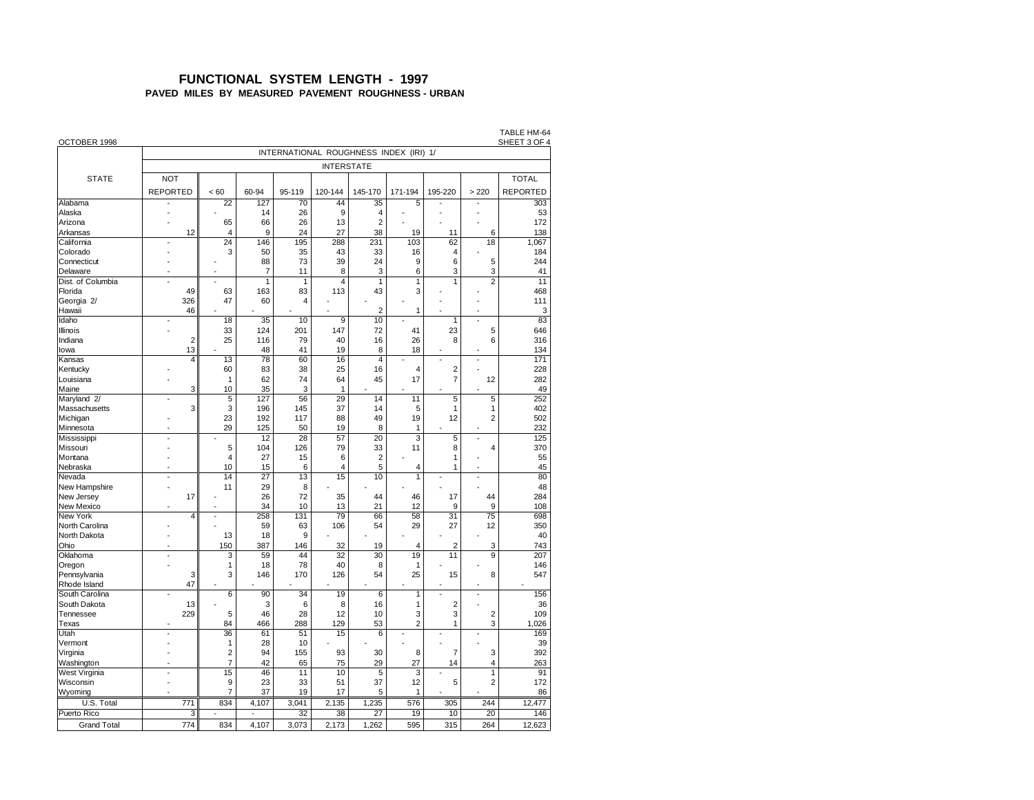# FUNCTIONAL SYSTEM LENGTH - 1997

## PAVED MILES BY MEASURED PAVEMENT ROUGHNESS - URBAN

TABLE HM-64
SHEET 3 OF 4

OCTOBER 1998

| STATE | INTERNATIONAL ROUGHNESS INDEX (IRI) 1/ | | | | | | | | | |
|---|---|---|---|---|---|---|---|---|---|---|
| | INTERSTATE | | | | | | | | | |
| | NOT REPORTED | < 60 | 60-94 | 95-119 | 120-144 | 145-170 | 171-194 | 195-220 | > 220 | TOTAL REPORTED |
| Alabama | - | 22 | 127 | 70 | 44 | 35 | 5 | - | - | 303 |
| Alaska | - | - | 14 | 26 | 9 | 4 | - | - | - | 53 |
| Arizona | - | 65 | 66 | 26 | 13 | 2 | - | - | - | 172 |
| Arkansas | 12 | 4 | 9 | 24 | 27 | 38 | 19 | 11 | 6 | 138 |
| California | - | 24 | 146 | 195 | 288 | 231 | 103 | 62 | 18 | 1,067 |
| Colorado | - | 3 | 50 | 35 | 43 | 33 | 16 | 4 | - | 184 |
| Connecticut | - | - | 88 | 73 | 39 | 24 | 9 | 6 | 5 | 244 |
| Delaware | - | - | 7 | 11 | 8 | 3 | 6 | 3 | 3 | 41 |
| Dist. of Columbia | - | - | 1 | 1 | 4 | 1 | 1 | 1 | 2 | 11 |
| Florida | 49 | 63 | 163 | 83 | 113 | 43 | 3 | - | - | 468 |
| Georgia 2/ | 326 | 47 | 60 | 4 | - | - | - | - | - | 111 |
| Hawaii | 46 | - | - | - | - | 2 | 1 | - | - | 3 |
| Idaho | - | 18 | 35 | 10 | 9 | 10 | - | 1 | - | 83 |
| Illinois | - | 33 | 124 | 201 | 147 | 72 | 41 | 23 | 5 | 646 |
| Indiana | 2 | 25 | 116 | 79 | 40 | 16 | 26 | 8 | 6 | 316 |
| Iowa | 13 | - | 48 | 41 | 19 | 8 | 18 | - | - | 134 |
| Kansas | 4 | 13 | 78 | 60 | 16 | 4 | - | - | - | 171 |
| Kentucky | - | 60 | 83 | 38 | 25 | 16 | 4 | 2 | - | 228 |
| Louisiana | - | 1 | 62 | 74 | 64 | 45 | 17 | 7 | 12 | 282 |
| Maine | 3 | 10 | 35 | 3 | 1 | - | - | - | - | 49 |
| Maryland 2/ | - | 5 | 127 | 56 | 29 | 14 | 11 | 5 | 5 | 252 |
| Massachusetts | 3 | 3 | 196 | 145 | 37 | 14 | 5 | 1 | 1 | 402 |
| Michigan | - | 23 | 192 | 117 | 88 | 49 | 19 | 12 | 2 | 502 |
| Minnesota | - | 29 | 125 | 50 | 19 | 8 | 1 | - | - | 232 |
| Mississippi | - | - | 12 | 28 | 57 | 20 | 3 | 5 | - | 125 |
| Missouri | - | 5 | 104 | 126 | 79 | 33 | 11 | 8 | 4 | 370 |
| Montana | - | 4 | 27 | 15 | 6 | 2 | - | 1 | - | 55 |
| Nebraska | - | 10 | 15 | 6 | 4 | 5 | 4 | 1 | - | 45 |
| Nevada | - | 14 | 27 | 13 | 15 | 10 | 1 | - | - | 80 |
| New Hampshire | - | 11 | 29 | 8 | - | - | - | - | - | 48 |
| New Jersey | 17 | - | 26 | 72 | 35 | 44 | 46 | 17 | 44 | 284 |
| New Mexico | - | - | 34 | 10 | 13 | 21 | 12 | 9 | 9 | 108 |
| New York | 4 | - | 258 | 131 | 79 | 66 | 58 | 31 | 75 | 698 |
| North Carolina | - | - | 59 | 63 | 106 | 54 | 29 | 27 | 12 | 350 |
| North Dakota | - | 13 | 18 | 9 | - | - | - | - | - | 40 |
| Ohio | - | 150 | 387 | 146 | 32 | 19 | 4 | 2 | 3 | 743 |
| Oklahoma | - | 3 | 59 | 44 | 32 | 30 | 19 | 11 | 9 | 207 |
| Oregon | - | 1 | 18 | 78 | 40 | 8 | 1 | - | - | 146 |
| Pennsylvania | 3 | 3 | 146 | 170 | 126 | 54 | 25 | 15 | 8 | 547 |
| Rhode Island | 47 | - | - | - | - | - | - | - | - | - |
| South Carolina | - | 6 | 90 | 34 | 19 | 6 | 1 | - | - | 156 |
| South Dakota | 13 | - | 3 | 6 | 8 | 16 | 1 | 2 | - | 36 |
| Tennessee | 229 | 5 | 46 | 28 | 12 | 10 | 3 | 3 | 2 | 109 |
| Texas | - | 84 | 466 | 288 | 129 | 53 | 2 | 1 | 3 | 1,026 |
| Utah | - | 36 | 61 | 51 | 15 | 6 | - | - | - | 169 |
| Vermont | - | 1 | 28 | 10 | - | - | - | - | - | 39 |
| Virginia | - | 2 | 94 | 155 | 93 | 30 | 8 | 7 | 3 | 392 |
| Washington | - | 7 | 42 | 65 | 75 | 29 | 27 | 14 | 4 | 263 |
| West Virginia | - | 15 | 46 | 11 | 10 | 5 | 3 | - | 1 | 91 |
| Wisconsin | - | 9 | 23 | 33 | 51 | 37 | 12 | 5 | 2 | 172 |
| Wyoming | - | 7 | 37 | 19 | 17 | 5 | 1 | - | - | 86 |
| U.S. Total | 771 | 834 | 4,107 | 3,041 | 2,135 | 1,235 | 576 | 305 | 244 | 12,477 |
| Puerto Rico | 3 | - | - | 32 | 38 | 27 | 19 | 10 | 20 | 146 |
| Grand Total | 774 | 834 | 4,107 | 3,073 | 2,173 | 1,262 | 595 | 315 | 264 | 12,623 |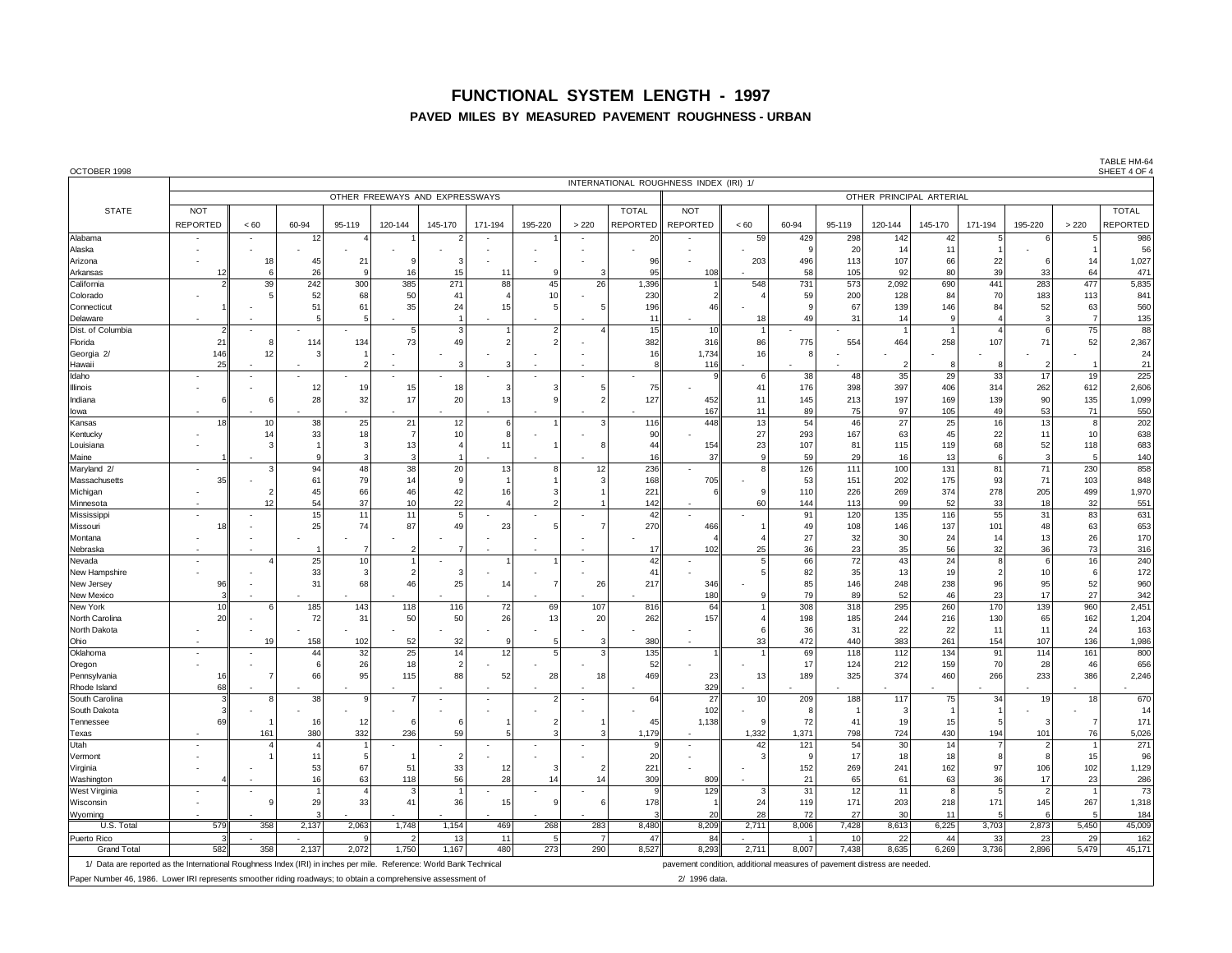# FUNCTIONAL SYSTEM LENGTH - 1997

## PAVED MILES BY MEASURED PAVEMENT ROUGHNESS - URBAN

OCTOBER 1998

TABLE HM-64
SHEET 4 OF 4

| STATE | INTERNATIONAL ROUGHNESS INDEX (IRI) 1/ | | | | | | | | | | | | | | | | | | | |
|---|---|---|---|---|---|---|---|---|---|---|---|---|---|---|---|---|---|---|---|---|
| | OTHER FREEWAYS AND EXPRESSWAYS | | | | | | | | | | OTHER PRINCIPAL ARTERIAL | | | | | | | | | |
| | NOT REPORTED | < 60 | 60-94 | 95-119 | 120-144 | 145-170 | 171-194 | 195-220 | > 220 | TOTAL REPORTED | NOT REPORTED | < 60 | 60-94 | 95-119 | 120-144 | 145-170 | 171-194 | 195-220 | > 220 | TOTAL REPORTED |
| Alabama | - | - | 12 | 4 | 1 | 2 | - | 1 | - | 20 | - | 59 | 429 | 298 | 142 | 42 | 5 | 6 | 5 | 986 |
| Alaska | - | - | - | - | - | - | - | - | - | - | - | - | 9 | 20 | 14 | 11 | 1 | - | 1 | 56 |
| Arizona | - | 18 | 45 | 21 | 9 | 3 | - | - | - | 96 | - | 203 | 496 | 113 | 107 | 66 | 22 | 6 | 14 | 1,027 |
| Arkansas | 12 | 6 | 26 | 9 | 16 | 15 | 11 | 9 | 3 | 95 | 108 | - | 58 | 105 | 92 | 80 | 39 | 33 | 64 | 471 |
| California | 2 | 39 | 242 | 300 | 385 | 271 | 88 | 45 | 26 | 1,396 | 1 | 548 | 731 | 573 | 2,092 | 690 | 441 | 283 | 477 | 5,835 |
| Colorado | - | 5 | 52 | 68 | 50 | 41 | 4 | 10 | - | 230 | 2 | 4 | 59 | 200 | 128 | 84 | 70 | 183 | 113 | 841 |
| Connecticut | 1 | - | 51 | 61 | 35 | 24 | 15 | 5 | 5 | 196 | 46 | - | 9 | 67 | 139 | 146 | 84 | 52 | 63 | 560 |
| Delaware | - | - | 5 | 5 | - | 1 | - | - | - | 11 | - | 18 | 49 | 31 | 14 | 9 | 4 | 3 | 7 | 135 |
| Dist. of Columbia | 2 | - | - | - | 5 | 3 | 1 | 2 | 4 | 15 | 10 | 1 | - | - | 1 | 1 | 4 | 6 | 75 | 88 |
| Florida | 21 | 8 | 114 | 134 | 73 | 49 | 2 | 2 | - | 382 | 316 | 86 | 775 | 554 | 464 | 258 | 107 | 71 | 52 | 2,367 |
| Georgia 2/ | 146 | 12 | 3 | 1 | - | - | - | - | - | 16 | 1,734 | 16 | 8 | - | - | - | - | - | - | 24 |
| Hawaii | 25 | - | - | 2 | - | 3 | 3 | - | - | 8 | 116 | - | - | - | 2 | 8 | 8 | 2 | 1 | 21 |
| Idaho | - | - | - | - | - | - | - | - | - | - | 9 | 6 | 38 | 48 | 35 | 29 | 33 | 17 | 19 | 225 |
| Illinois | - | - | 12 | 19 | 15 | 18 | 3 | 3 | 5 | 75 | - | 41 | 176 | 398 | 397 | 406 | 314 | 262 | 612 | 2,606 |
| Indiana | 6 | 6 | 28 | 32 | 17 | 20 | 13 | 9 | 2 | 127 | 452 | 11 | 145 | 213 | 197 | 169 | 139 | 90 | 135 | 1,099 |
| Iowa | - | - | - | - | - | - | - | - | - | - | 167 | 11 | 89 | 75 | 97 | 105 | 49 | 53 | 71 | 550 |
| Kansas | 18 | 10 | 38 | 25 | 21 | 12 | 6 | 1 | 3 | 116 | 448 | 13 | 54 | 46 | 27 | 25 | 16 | 13 | 8 | 202 |
| Kentucky | - | 14 | 33 | 18 | 7 | 10 | 8 | - | - | 90 | - | 27 | 293 | 167 | 63 | 45 | 22 | 11 | 10 | 638 |
| Louisiana | - | 3 | 1 | 3 | 13 | 4 | 11 | 1 | 8 | 44 | 154 | 23 | 107 | 81 | 115 | 119 | 68 | 52 | 118 | 683 |
| Maine | 1 | - | 9 | 3 | 3 | 1 | - | - | - | 16 | 37 | 9 | 59 | 29 | 16 | 13 | 6 | 3 | 5 | 140 |
| Maryland 2/ | - | 3 | 94 | 48 | 38 | 20 | 13 | 8 | 12 | 236 | - | 8 | 126 | 111 | 100 | 131 | 81 | 71 | 230 | 858 |
| Massachusetts | 35 | - | 61 | 79 | 14 | 9 | 1 | 1 | 3 | 168 | 705 | - | 53 | 151 | 202 | 175 | 93 | 71 | 103 | 848 |
| Michigan | - | 2 | 45 | 66 | 46 | 42 | 16 | 3 | 1 | 221 | 6 | 9 | 110 | 226 | 269 | 374 | 278 | 205 | 499 | 1,970 |
| Minnesota | - | 12 | 54 | 37 | 10 | 22 | 4 | 2 | 1 | 142 | - | 60 | 144 | 113 | 99 | 52 | 33 | 18 | 32 | 551 |
| Mississippi | - | - | 15 | 11 | 11 | 5 | - | - | - | 42 | - | - | 91 | 120 | 135 | 116 | 55 | 31 | 83 | 631 |
| Missouri | 18 | - | 25 | 74 | 87 | 49 | 23 | 5 | 7 | 270 | 466 | 1 | 49 | 108 | 146 | 137 | 101 | 48 | 63 | 653 |
| Montana | - | - | - | - | - | - | - | - | - | - | 4 | 4 | 27 | 32 | 30 | 24 | 14 | 13 | 26 | 170 |
| Nebraska | - | - | 1 | 7 | 2 | 7 | - | - | - | 17 | 102 | 25 | 36 | 23 | 35 | 56 | 32 | 36 | 73 | 316 |
| Nevada | - | 4 | 25 | 10 | 1 | - | 1 | 1 | - | 42 | - | 5 | 66 | 72 | 43 | 24 | 8 | 6 | 16 | 240 |
| New Hampshire | - | - | 33 | 3 | 2 | 3 | - | - | - | 41 | - | 5 | 82 | 35 | 13 | 19 | 2 | 10 | 6 | 172 |
| New Jersey | 96 | - | 31 | 68 | 46 | 25 | 14 | 7 | 26 | 217 | 346 | - | 85 | 146 | 248 | 238 | 96 | 95 | 52 | 960 |
| New Mexico | 3 | - | - | - | - | - | - | - | - | - | 180 | 9 | 79 | 89 | 52 | 46 | 23 | 17 | 27 | 342 |
| New York | 10 | 6 | 185 | 143 | 118 | 116 | 72 | 69 | 107 | 816 | 64 | 1 | 308 | 318 | 295 | 260 | 170 | 139 | 960 | 2,451 |
| North Carolina | 20 | - | 72 | 31 | 50 | 50 | 26 | 13 | 20 | 262 | 157 | 4 | 198 | 185 | 244 | 216 | 130 | 65 | 162 | 1,204 |
| North Dakota | - | - | - | - | - | - | - | - | - | - | - | 6 | 36 | 31 | 22 | 22 | 11 | 11 | 24 | 163 |
| Ohio | - | 19 | 158 | 102 | 52 | 32 | 9 | 5 | 3 | 380 | - | 33 | 472 | 440 | 383 | 261 | 154 | 107 | 136 | 1,986 |
| Oklahoma | - | - | 44 | 32 | 25 | 14 | 12 | 5 | 3 | 135 | 1 | 1 | 69 | 118 | 112 | 134 | 91 | 114 | 161 | 800 |
| Oregon | - | - | 6 | 26 | 18 | 2 | - | - | - | 52 | - | - | 17 | 124 | 212 | 159 | 70 | 28 | 46 | 656 |
| Pennsylvania | 16 | 7 | 66 | 95 | 115 | 88 | 52 | 28 | 18 | 469 | 23 | 13 | 189 | 325 | 374 | 460 | 266 | 233 | 386 | 2,246 |
| Rhode Island | 68 | - | - | - | - | - | - | - | - | - | 329 | - | - | - | - | - | - | - | - | - |
| South Carolina | 3 | 8 | 38 | 9 | 7 | - | - | 2 | - | 64 | 27 | 10 | 209 | 188 | 117 | 75 | 34 | 19 | 18 | 670 |
| South Dakota | 3 | - | - | - | - | - | - | - | - | - | 102 | - | 8 | 1 | 3 | 1 | 1 | - | - | 14 |
| Tennessee | 69 | 1 | 16 | 12 | 6 | 6 | 1 | 2 | 1 | 45 | 1,138 | 9 | 72 | 41 | 19 | 15 | 5 | 3 | 7 | 171 |
| Texas | - | 161 | 380 | 332 | 236 | 59 | 5 | 3 | 3 | 1,179 | - | 1,332 | 1,371 | 798 | 724 | 430 | 194 | 101 | 76 | 5,026 |
| Utah | - | 4 | 4 | 1 | - | - | - | - | - | 9 | - | 42 | 121 | 54 | 30 | 14 | 7 | 2 | 1 | 271 |
| Vermont | - | 1 | 11 | 5 | 1 | 2 | - | - | - | 20 | - | 3 | 9 | 17 | 18 | 18 | 8 | 8 | 15 | 96 |
| Virginia | - | - | 53 | 67 | 51 | 33 | 12 | 3 | 2 | 221 | - | - | 152 | 269 | 241 | 162 | 97 | 106 | 102 | 1,129 |
| Washington | 4 | - | 16 | 63 | 118 | 56 | 28 | 14 | 14 | 309 | 809 | - | 21 | 65 | 61 | 63 | 36 | 17 | 23 | 286 |
| West Virginia | - | - | 1 | 4 | 3 | 1 | - | - | - | 9 | 129 | 3 | 31 | 12 | 11 | 8 | 5 | 2 | 1 | 73 |
| Wisconsin | - | 9 | 29 | 33 | 41 | 36 | 15 | 9 | 6 | 178 | 1 | 24 | 119 | 171 | 203 | 218 | 171 | 145 | 267 | 1,318 |
| Wyoming | - | - | 3 | - | - | - | - | - | - | 3 | 20 | 28 | 72 | 27 | 30 | 11 | 5 | 6 | 5 | 184 |
| U.S. Total | 579 | 358 | 2,137 | 2,063 | 1,748 | 1,154 | 469 | 268 | 283 | 8,480 | 8,209 | 2,711 | 8,006 | 7,428 | 8,613 | 6,225 | 3,703 | 2,873 | 5,450 | 45,009 |
| Puerto Rico | 3 | - | - | 9 | 2 | 13 | 11 | 5 | 7 | 47 | 84 | - | 1 | 10 | 22 | 44 | 33 | 23 | 29 | 162 |
| Grand Total | 582 | 358 | 2,137 | 2,072 | 1,750 | 1,167 | 480 | 273 | 290 | 8,527 | 8,293 | 2,711 | 8,007 | 7,438 | 8,635 | 6,269 | 3,736 | 2,896 | 5,479 | 45,171 |

1/ Data are reported as the International Roughness Index (IRI) in inches per mile. Reference: World Bank Technical Paper Number 46, 1986. Lower IRI represents smoother riding roadways; to obtain a comprehensive assessment of pavement condition, additional measures of pavement distress are needed.

2/ 1996 data.